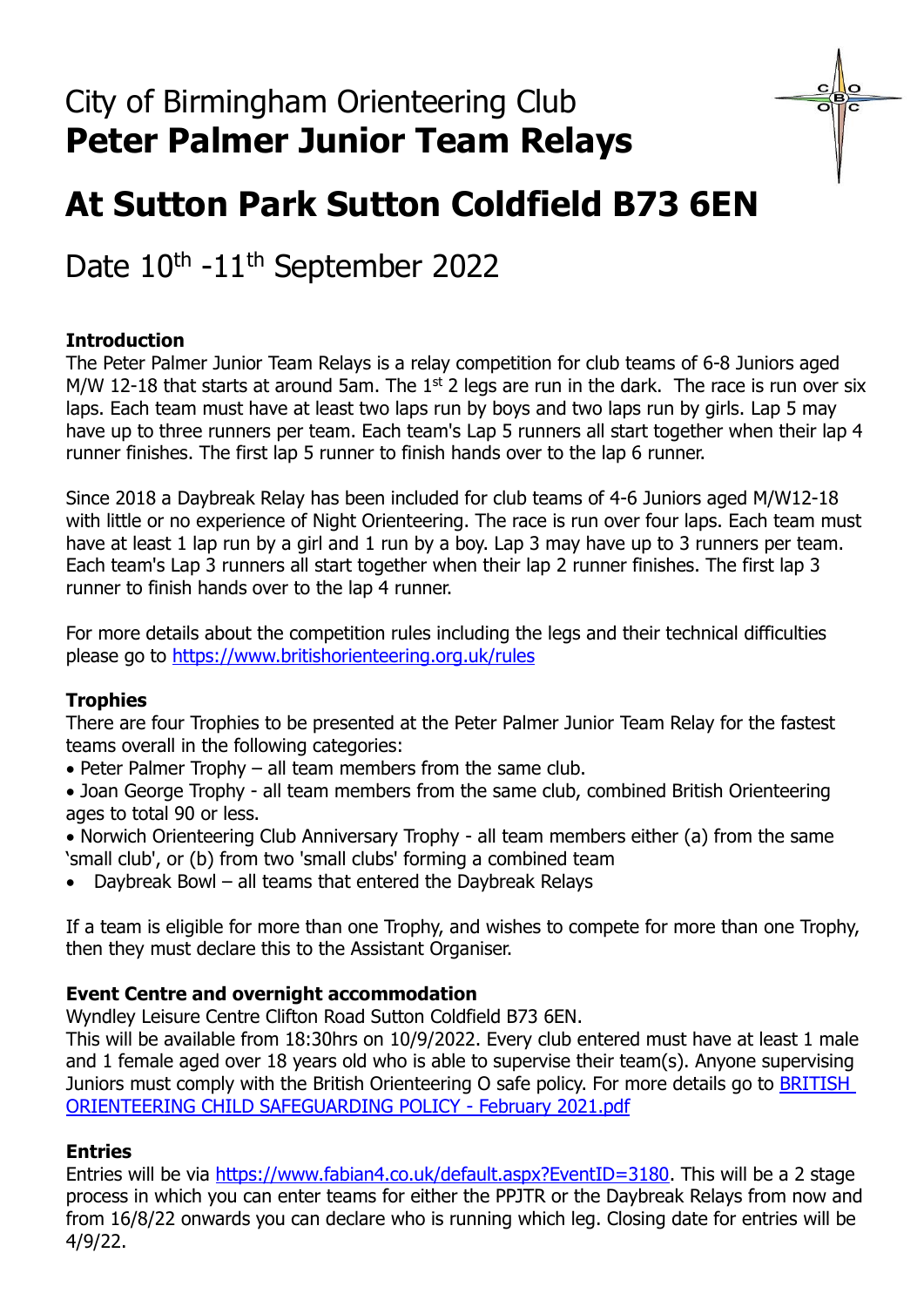# City of Birmingham Orienteering Club
# **Peter Palmer Junior Team Relays**

# At Sutton Park Sutton Coldfield B73 6EN

## Date 10th -11th September 2022

### Introduction

The Peter Palmer Junior Team Relays is a relay competition for club teams of 6-8 Juniors aged M/W 12-18 that starts at around 5am. The 1st 2 legs are run in the dark. The race is run over six laps. Each team must have at least two laps run by boys and two laps run by girls. Lap 5 may have up to three runners per team. Each team's Lap 5 runners all start together when their lap 4 runner finishes. The first lap 5 runner to finish hands over to the lap 6 runner.

Since 2018 a Daybreak Relay has been included for club teams of 4-6 Juniors aged M/W12-18 with little or no experience of Night Orienteering. The race is run over four laps. Each team must have at least 1 lap run by a girl and 1 run by a boy. Lap 3 may have up to 3 runners per team. Each team's Lap 3 runners all start together when their lap 2 runner finishes. The first lap 3 runner to finish hands over to the lap 4 runner.

For more details about the competition rules including the legs and their technical difficulties please go to https://www.britishorienteering.org.uk/rules

### Trophies

There are four Trophies to be presented at the Peter Palmer Junior Team Relay for the fastest teams overall in the following categories:

- Peter Palmer Trophy – all team members from the same club.
- Joan George Trophy - all team members from the same club, combined British Orienteering ages to total 90 or less.
- Norwich Orienteering Club Anniversary Trophy - all team members either (a) from the same 'small club', or (b) from two 'small clubs' forming a combined team
- Daybreak Bowl – all teams that entered the Daybreak Relays

If a team is eligible for more than one Trophy, and wishes to compete for more than one Trophy, then they must declare this to the Assistant Organiser.

### Event Centre and overnight accommodation

Wyndley Leisure Centre Clifton Road Sutton Coldfield B73 6EN.
This will be available from 18:30hrs on 10/9/2022. Every club entered must have at least 1 male and 1 female aged over 18 years old who is able to supervise their team(s). Anyone supervising Juniors must comply with the British Orienteering O safe policy. For more details go to BRITISH ORIENTEERING CHILD SAFEGUARDING POLICY - February 2021.pdf

### Entries

Entries will be via https://www.fabian4.co.uk/default.aspx?EventID=3180. This will be a 2 stage process in which you can enter teams for either the PPJTR or the Daybreak Relays from now and from 16/8/22 onwards you can declare who is running which leg. Closing date for entries will be 4/9/22.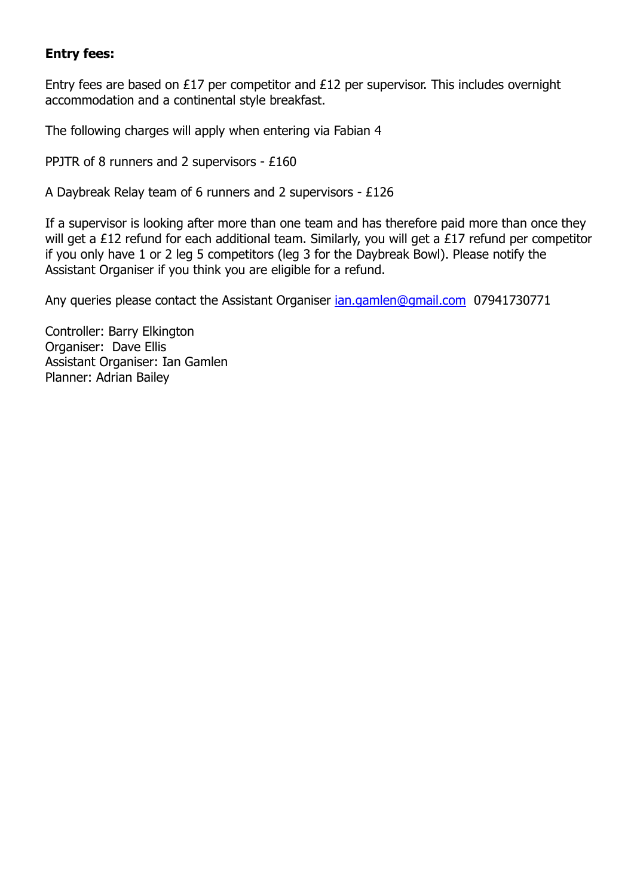**Entry fees:**

Entry fees are based on £17 per competitor and £12 per supervisor. This includes overnight accommodation and a continental style breakfast.

The following charges will apply when entering via Fabian 4

PPJTR of 8 runners and 2 supervisors - £160

A Daybreak Relay team of 6 runners and 2 supervisors - £126

If a supervisor is looking after more than one team and has therefore paid more than once they will get a £12 refund for each additional team. Similarly, you will get a £17 refund per competitor if you only have 1 or 2 leg 5 competitors (leg 3 for the Daybreak Bowl). Please notify the Assistant Organiser if you think you are eligible for a refund.

Any queries please contact the Assistant Organiser ian.gamlen@gmail.com 07941730771

Controller: Barry Elkington
Organiser: Dave Ellis
Assistant Organiser: Ian Gamlen
Planner: Adrian Bailey